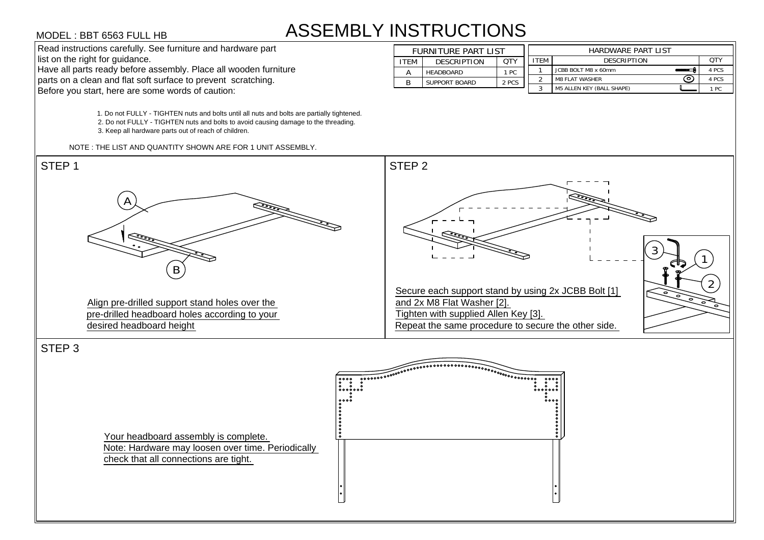MODEL : BBT 6563 FULL HB

# ASSEMBLY INSTRUCTIONS

Read instructions carefully. See furniture and hardware part list on the right for guidance.
Have all parts ready before assembly. Place all wooden furniture parts on a clean and flat soft surface to prevent scratching.
Before you start, here are some words of caution:

1. Do not FULLY - TIGHTEN nuts and bolts until all nuts and bolts are partially tightened.
2. Do not FULLY - TIGHTEN nuts and bolts to avoid causing damage to the threading.
3. Keep all hardware parts out of reach of children.

NOTE : THE LIST AND QUANTITY SHOWN ARE FOR 1 UNIT ASSEMBLY.

**FURNITURE PART LIST**

| ITEM | DESCRIPTION | QTY |
|---|---|---|
| A | HEADBOARD | 1 PC |
| B | SUPPORT BOARD | 2 PCS |

**HARDWARE PART LIST**

| ITEM | DESCRIPTION | QTY |
|---|---|---|
| 1 | JCBB BOLT M8 x 60mm | 4 PCS |
| 2 | M8 FLAT WASHER | 4 PCS |
| 3 | M5 ALLEN KEY (BALL SHAPE) | 1 PC |

## STEP 1

A

B

Align pre-drilled support stand holes over the pre-drilled headboard holes according to your desired headboard height

## STEP 2

3

1

2

Secure each support stand by using 2x JCBB Bolt [1] and 2x M8 Flat Washer [2].
Tighten with supplied Allen Key [3].
Repeat the same procedure to secure the other side.

## STEP 3

Your headboard assembly is complete.
Note: Hardware may loosen over time. Periodically check that all connections are tight.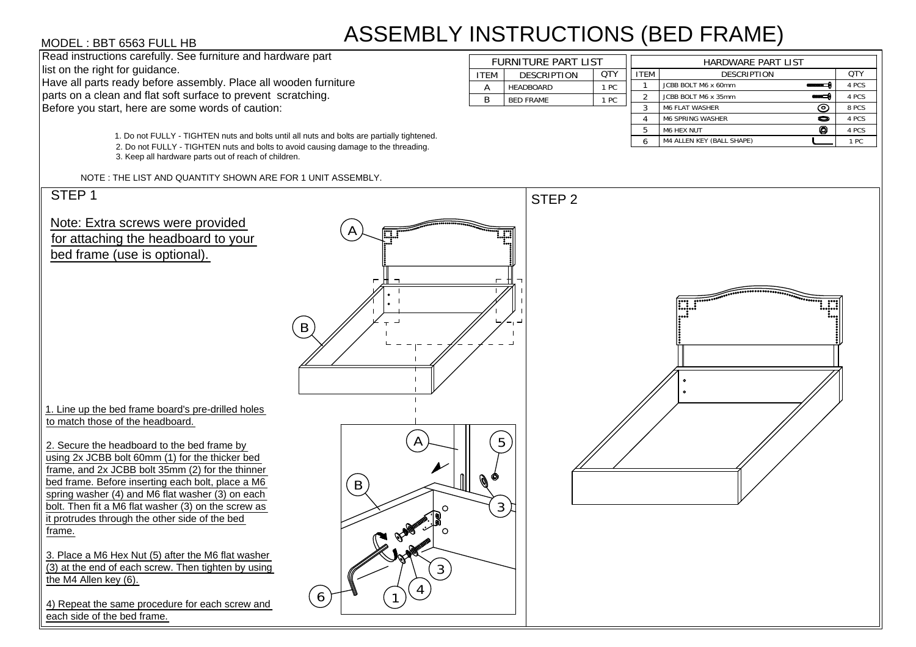MODEL : BBT 6563 FULL HB

# ASSEMBLY INSTRUCTIONS (BED FRAME)

Read instructions carefully. See furniture and hardware part list on the right for guidance.
Have all parts ready before assembly. Place all wooden furniture parts on a clean and flat soft surface to prevent scratching.
Before you start, here are some words of caution:

1. Do not FULLY - TIGHTEN nuts and bolts until all nuts and bolts are partially tightened.
2. Do not FULLY - TIGHTEN nuts and bolts to avoid causing damage to the threading.
3. Keep all hardware parts out of reach of children.

NOTE : THE LIST AND QUANTITY SHOWN ARE FOR 1 UNIT ASSEMBLY.

| FURNITURE PART LIST | | |
|---|---|---|
| ITEM | DESCRIPTION | QTY |
| A | HEADBOARD | 1 PC |
| B | BED FRAME | 1 PC |

| HARDWARE PART LIST | | |
|---|---|---|
| ITEM | DESCRIPTION | QTY |
| 1 | JCBB BOLT M6 x 60mm | 4 PCS |
| 2 | JCBB BOLT M6 x 35mm | 4 PCS |
| 3 | M6 FLAT WASHER | 8 PCS |
| 4 | M6 SPRING WASHER | 4 PCS |
| 5 | M6 HEX NUT | 4 PCS |
| 6 | M4 ALLEN KEY (BALL SHAPE) | 1 PC |

## STEP 1

Note: Extra screws were provided for attaching the headboard to your bed frame (use is optional).

A

B

1. Line up the bed frame board's pre-drilled holes to match those of the headboard.

2. Secure the headboard to the bed frame by using 2x JCBB bolt 60mm (1) for the thicker bed frame, and 2x JCBB bolt 35mm (2) for the thinner bed frame. Before inserting each bolt, place a M6 spring washer (4) and M6 flat washer (3) on each bolt. Then fit a M6 flat washer (3) on the screw as it protrudes through the other side of the bed frame.

3. Place a M6 Hex Nut (5) after the M6 flat washer (3) at the end of each screw. Then tighten by using the M4 Allen key (6).

4) Repeat the same procedure for each screw and each side of the bed frame.

A 5 B 3 3 4 6 1

## STEP 2